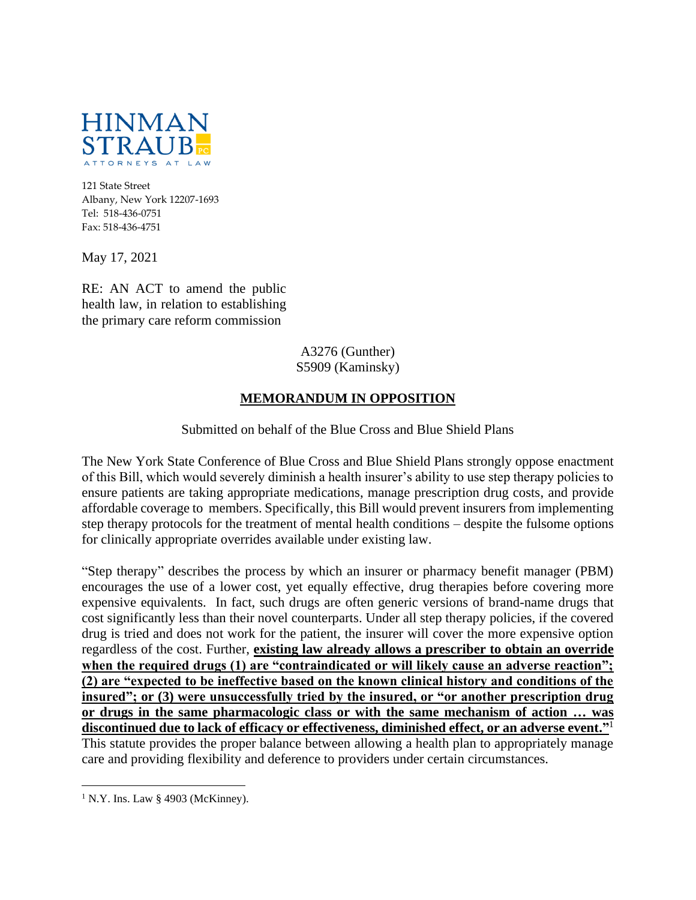HINMAN STRAUB PC
ATTORNEYS AT LAW

121 State Street
Albany, New York 12207-1693
Tel: 518-436-0751
Fax: 518-436-4751

May 17, 2021

RE: AN ACT to amend the public health law, in relation to establishing the primary care reform commission

A3276 (Gunther)
S5909 (Kaminsky)

**MEMORANDUM IN OPPOSITION**

Submitted on behalf of the Blue Cross and Blue Shield Plans

The New York State Conference of Blue Cross and Blue Shield Plans strongly oppose enactment of this Bill, which would severely diminish a health insurer's ability to use step therapy policies to ensure patients are taking appropriate medications, manage prescription drug costs, and provide affordable coverage to members. Specifically, this Bill would prevent insurers from implementing step therapy protocols for the treatment of mental health conditions – despite the fulsome options for clinically appropriate overrides available under existing law.

"Step therapy" describes the process by which an insurer or pharmacy benefit manager (PBM) encourages the use of a lower cost, yet equally effective, drug therapies before covering more expensive equivalents. In fact, such drugs are often generic versions of brand-name drugs that cost significantly less than their novel counterparts. Under all step therapy policies, if the covered drug is tried and does not work for the patient, the insurer will cover the more expensive option regardless of the cost. Further, **existing law already allows a prescriber to obtain an override when the required drugs (1) are "contraindicated or will likely cause an adverse reaction"; (2) are "expected to be ineffective based on the known clinical history and conditions of the insured"; or (3) were unsuccessfully tried by the insured, or "or another prescription drug or drugs in the same pharmacologic class or with the same mechanism of action … was discontinued due to lack of efficacy or effectiveness, diminished effect, or an adverse event."**[1] This statute provides the proper balance between allowing a health plan to appropriately manage care and providing flexibility and deference to providers under certain circumstances.

[1] N.Y. Ins. Law § 4903 (McKinney).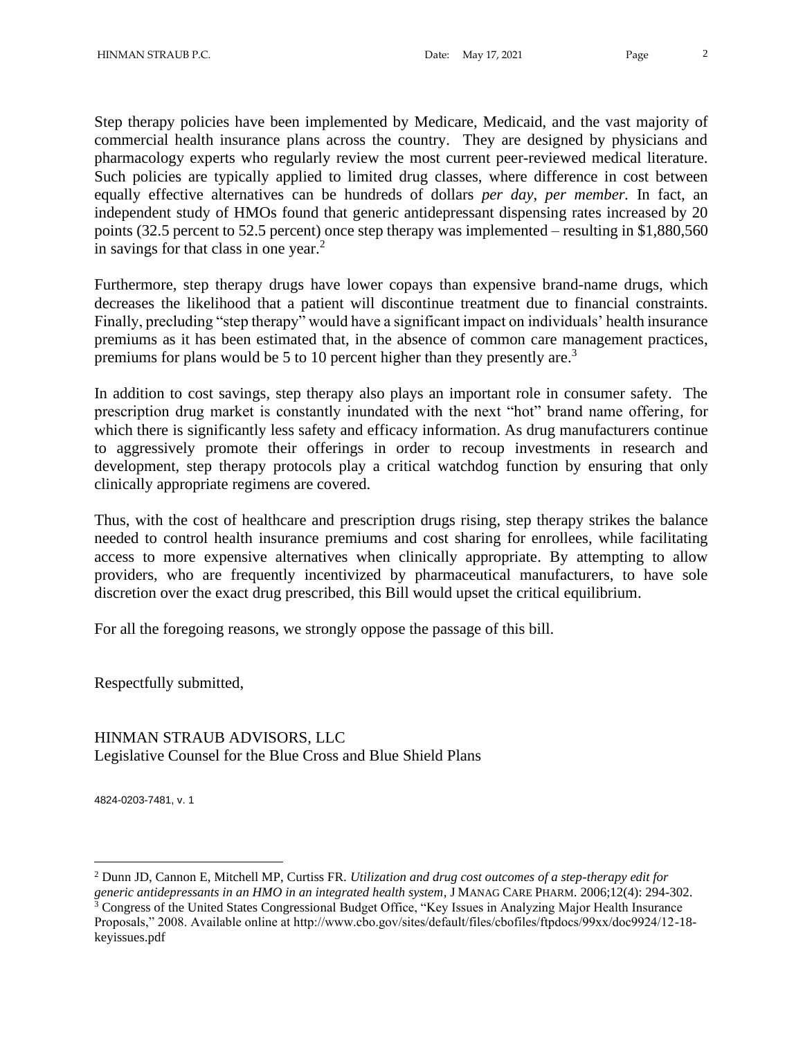Step therapy policies have been implemented by Medicare, Medicaid, and the vast majority of commercial health insurance plans across the country. They are designed by physicians and pharmacology experts who regularly review the most current peer-reviewed medical literature. Such policies are typically applied to limited drug classes, where difference in cost between equally effective alternatives can be hundreds of dollars *per day, per member*. In fact, an independent study of HMOs found that generic antidepressant dispensing rates increased by 20 points (32.5 percent to 52.5 percent) once step therapy was implemented – resulting in $1,880,560 in savings for that class in one year.[2]

Furthermore, step therapy drugs have lower copays than expensive brand-name drugs, which decreases the likelihood that a patient will discontinue treatment due to financial constraints. Finally, precluding "step therapy" would have a significant impact on individuals' health insurance premiums as it has been estimated that, in the absence of common care management practices, premiums for plans would be 5 to 10 percent higher than they presently are.[3]

In addition to cost savings, step therapy also plays an important role in consumer safety. The prescription drug market is constantly inundated with the next "hot" brand name offering, for which there is significantly less safety and efficacy information. As drug manufacturers continue to aggressively promote their offerings in order to recoup investments in research and development, step therapy protocols play a critical watchdog function by ensuring that only clinically appropriate regimens are covered.

Thus, with the cost of healthcare and prescription drugs rising, step therapy strikes the balance needed to control health insurance premiums and cost sharing for enrollees, while facilitating access to more expensive alternatives when clinically appropriate. By attempting to allow providers, who are frequently incentivized by pharmaceutical manufacturers, to have sole discretion over the exact drug prescribed, this Bill would upset the critical equilibrium.

For all the foregoing reasons, we strongly oppose the passage of this bill.

Respectfully submitted,

HINMAN STRAUB ADVISORS, LLC
Legislative Counsel for the Blue Cross and Blue Shield Plans

4824-0203-7481, v. 1

---

[2] Dunn JD, Cannon E, Mitchell MP, Curtiss FR. *Utilization and drug cost outcomes of a step-therapy edit for generic antidepressants in an HMO in an integrated health system*, J MANAG CARE PHARM. 2006;12(4): 294-302.

[3] Congress of the United States Congressional Budget Office, "Key Issues in Analyzing Major Health Insurance Proposals," 2008. Available online at http://www.cbo.gov/sites/default/files/cbofiles/ftpdocs/99xx/doc9924/12-18-keyissues.pdf